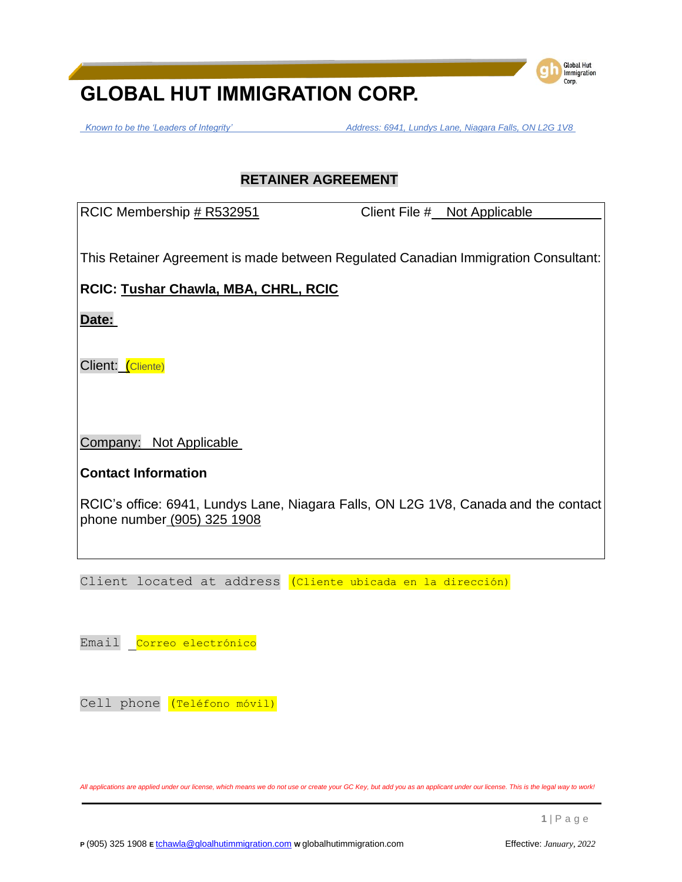# GLOBAL HUT IMMIGRATION CORP.

*Known to be the 'Leaders of Integrity'* *Address: 6941, Lundys Lane, Niagara Falls, ON L2G 1V8*

## RETAINER AGREEMENT

RCIC Membership # R532951 Client File # Not Applicable

This Retainer Agreement is made between Regulated Canadian Immigration Consultant:

**RCIC: Tushar Chawla, MBA, CHRL, RCIC**

**Date:**

Client: (Cliente)

Company: Not Applicable

**Contact Information**

RCIC's office: 6941, Lundys Lane, Niagara Falls, ON L2G 1V8, Canada and the contact phone number (905) 325 1908

Client located at address (Cliente ubicada en la dirección)

Email Correo electrónico

Cell phone (Teléfono móvil)

*All applications are applied under our license, which means we do not use or create your GC Key, but add you as an applicant under our license. This is the legal way to work!*

P (905) 325 1908 E tchawla@gloalhutimmigration.com W globalhutimmigration.com Effective: *January, 2022*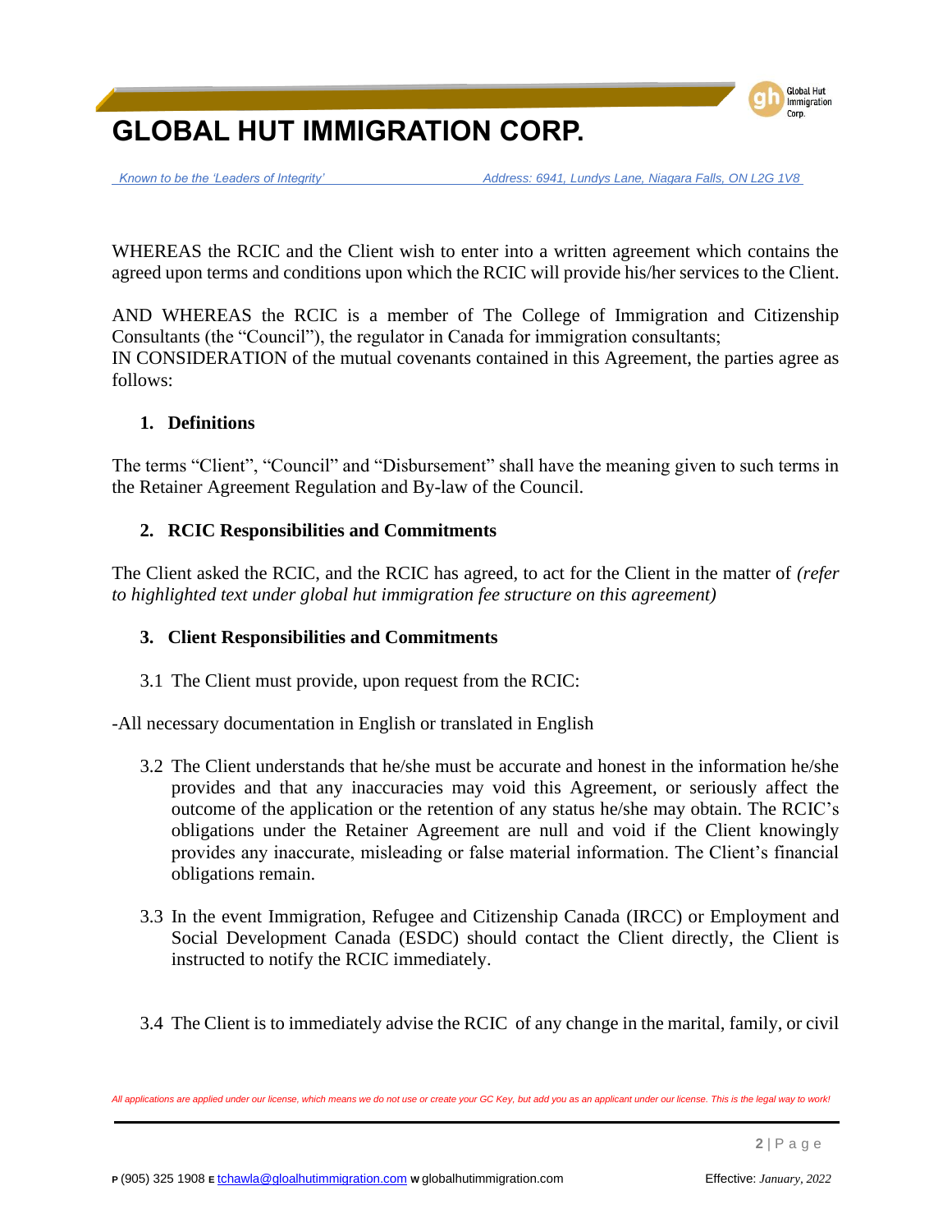WHEREAS the RCIC and the Client wish to enter into a written agreement which contains the agreed upon terms and conditions upon which the RCIC will provide his/her services to the Client.

AND WHEREAS the RCIC is a member of The College of Immigration and Citizenship Consultants (the "Council"), the regulator in Canada for immigration consultants;
IN CONSIDERATION of the mutual covenants contained in this Agreement, the parties agree as follows:

## 1. Definitions

The terms "Client", "Council" and "Disbursement" shall have the meaning given to such terms in the Retainer Agreement Regulation and By-law of the Council.

## 2. RCIC Responsibilities and Commitments

The Client asked the RCIC, and the RCIC has agreed, to act for the Client in the matter of *(refer to highlighted text under global hut immigration fee structure on this agreement)*

## 3. Client Responsibilities and Commitments

3.1 The Client must provide, upon request from the RCIC:

-All necessary documentation in English or translated in English

3.2 The Client understands that he/she must be accurate and honest in the information he/she provides and that any inaccuracies may void this Agreement, or seriously affect the outcome of the application or the retention of any status he/she may obtain. The RCIC's obligations under the Retainer Agreement are null and void if the Client knowingly provides any inaccurate, misleading or false material information. The Client's financial obligations remain.

3.3 In the event Immigration, Refugee and Citizenship Canada (IRCC) or Employment and Social Development Canada (ESDC) should contact the Client directly, the Client is instructed to notify the RCIC immediately.

3.4 The Client is to immediately advise the RCIC of any change in the marital, family, or civil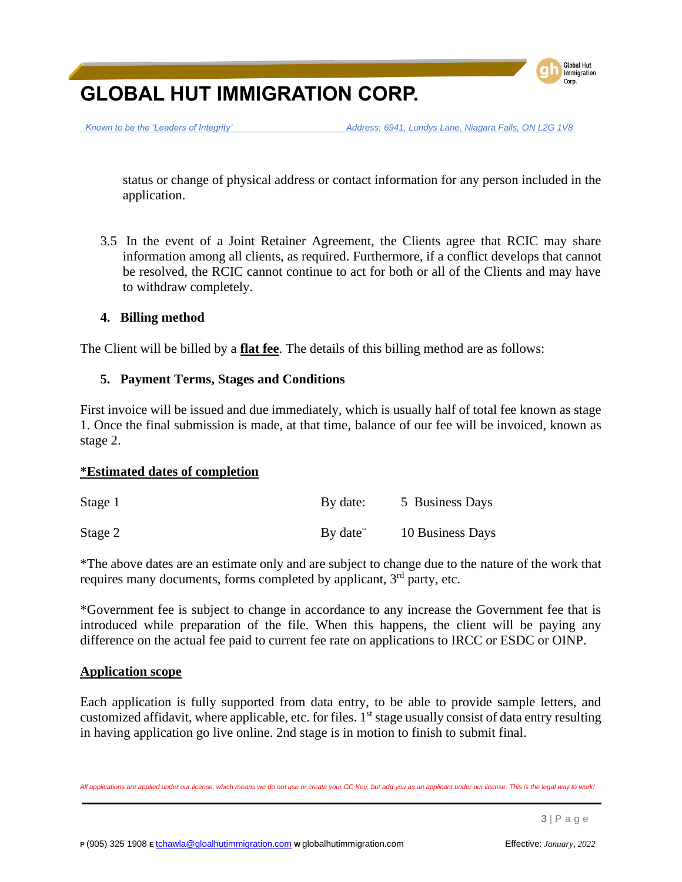status or change of physical address or contact information for any person included in the application.

3.5 In the event of a Joint Retainer Agreement, the Clients agree that RCIC may share information among all clients, as required. Furthermore, if a conflict develops that cannot be resolved, the RCIC cannot continue to act for both or all of the Clients and may have to withdraw completely.

## 4. Billing method

The Client will be billed by a **flat fee**. The details of this billing method are as follows:

## 5. Payment Terms, Stages and Conditions

First invoice will be issued and due immediately, which is usually half of total fee known as stage 1. Once the final submission is made, at that time, balance of our fee will be invoiced, known as stage 2.

**\*Estimated dates of completion**

| | | |
|---|---|---|
| Stage 1 | By date: | 5 Business Days |
| Stage 2 | By date¨ | 10 Business Days |

*The above dates are an estimate only and are subject to change due to the nature of the work that requires many documents, forms completed by applicant, 3rd party, etc.

*Government fee is subject to change in accordance to any increase the Government fee that is introduced while preparation of the file. When this happens, the client will be paying any difference on the actual fee paid to current fee rate on applications to IRCC or ESDC or OINP.

**Application scope**

Each application is fully supported from data entry, to be able to provide sample letters, and customized affidavit, where applicable, etc. for files. 1st stage usually consist of data entry resulting in having application go live online. 2nd stage is in motion to finish to submit final.

*All applications are applied under our license, which means we do not use or create your GC Key, but add you as an applicant under our license. This is the legal way to work!*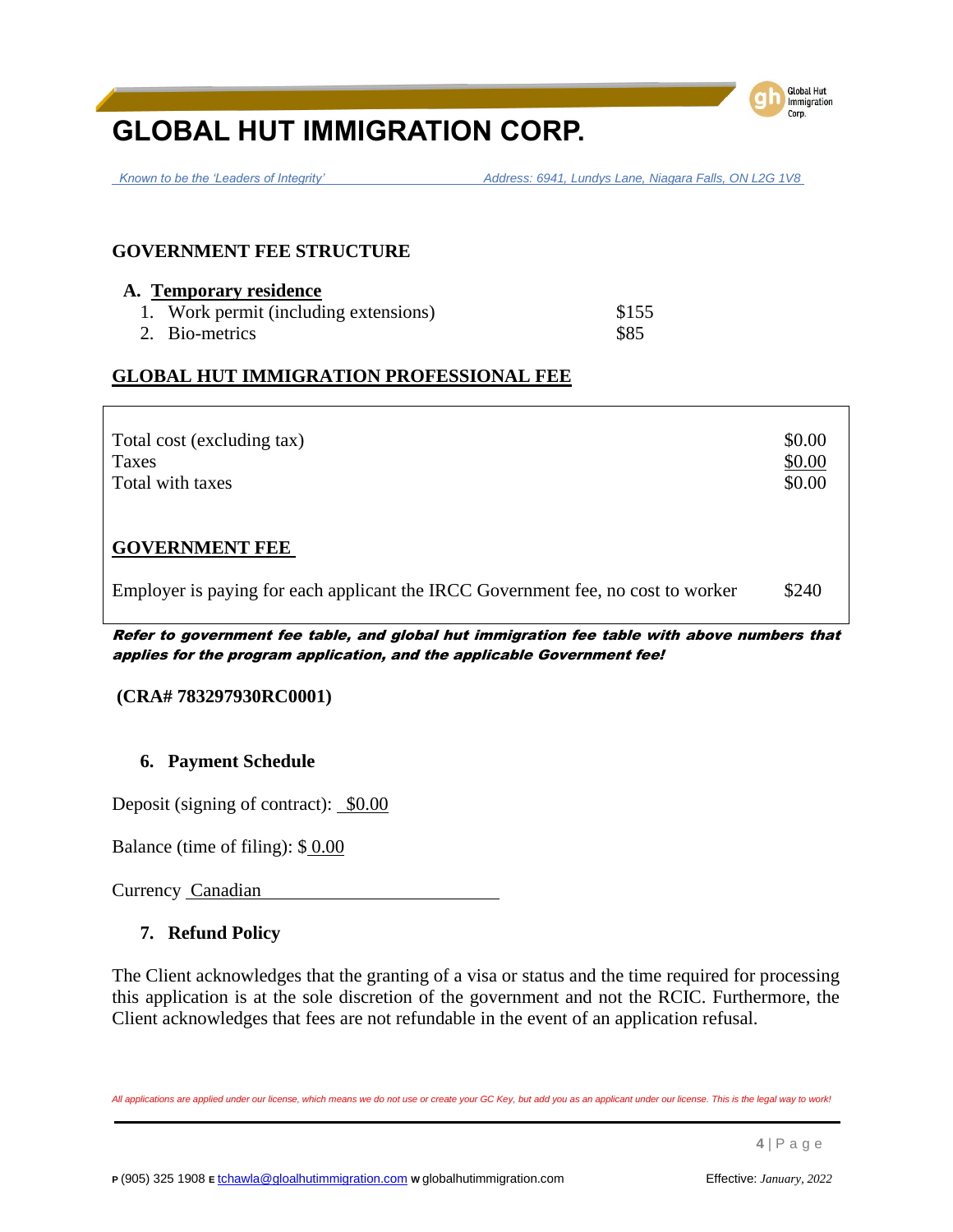# GLOBAL HUT IMMIGRATION CORP.

*Known to be the 'Leaders of Integrity'* *Address: 6941, Lundys Lane, Niagara Falls, ON L2G 1V8*

**GOVERNMENT FEE STRUCTURE**

**A. Temporary residence**

| | |
|---|---|
| 1. Work permit (including extensions) | $155 |
| 2. Bio-metrics | $85 |

**GLOBAL HUT IMMIGRATION PROFESSIONAL FEE**

| | |
|---|---|
| Total cost (excluding tax) | $0.00 |
| Taxes | $0.00 |
| Total with taxes | $0.00 |

**GOVERNMENT FEE**

| | |
|---|---|
| Employer is paying for each applicant the IRCC Government fee, no cost to worker | $240 |

***Refer to government fee table, and global hut immigration fee table with above numbers that applies for the program application, and the applicable Government fee!***

**(CRA# 783297930RC0001)**

## 6. Payment Schedule

Deposit (signing of contract): $0.00

Balance (time of filing): $ 0.00

Currency Canadian

## 7. Refund Policy

The Client acknowledges that the granting of a visa or status and the time required for processing this application is at the sole discretion of the government and not the RCIC. Furthermore, the Client acknowledges that fees are not refundable in the event of an application refusal.

*All applications are applied under our license, which means we do not use or create your GC Key, but add you as an applicant under our license. This is the legal way to work!*

**P** (905) 325 1908 **E** tchawla@gloalhutimmigration.com **W** globalhutimmigration.com Effective: *January, 2022*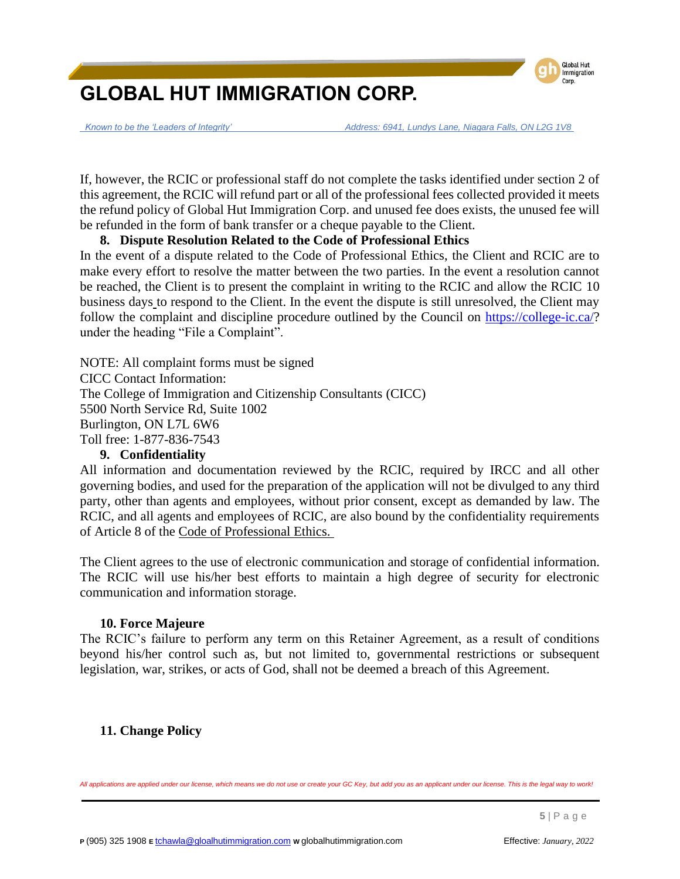If, however, the RCIC or professional staff do not complete the tasks identified under section 2 of this agreement, the RCIC will refund part or all of the professional fees collected provided it meets the refund policy of Global Hut Immigration Corp. and unused fee does exists, the unused fee will be refunded in the form of bank transfer or a cheque payable to the Client.

**8. Dispute Resolution Related to the Code of Professional Ethics**

In the event of a dispute related to the Code of Professional Ethics, the Client and RCIC are to make every effort to resolve the matter between the two parties. In the event a resolution cannot be reached, the Client is to present the complaint in writing to the RCIC and allow the RCIC 10 business days to respond to the Client. In the event the dispute is still unresolved, the Client may follow the complaint and discipline procedure outlined by the Council on https://college-ic.ca/? under the heading "File a Complaint".

NOTE: All complaint forms must be signed
CICC Contact Information:
The College of Immigration and Citizenship Consultants (CICC)
5500 North Service Rd, Suite 1002
Burlington, ON L7L 6W6
Toll free: 1-877-836-7543

**9. Confidentiality**

All information and documentation reviewed by the RCIC, required by IRCC and all other governing bodies, and used for the preparation of the application will not be divulged to any third party, other than agents and employees, without prior consent, except as demanded by law. The RCIC, and all agents and employees of RCIC, are also bound by the confidentiality requirements of Article 8 of the Code of Professional Ethics.

The Client agrees to the use of electronic communication and storage of confidential information. The RCIC will use his/her best efforts to maintain a high degree of security for electronic communication and information storage.

**10. Force Majeure**

The RCIC's failure to perform any term on this Retainer Agreement, as a result of conditions beyond his/her control such as, but not limited to, governmental restrictions or subsequent legislation, war, strikes, or acts of God, shall not be deemed a breach of this Agreement.

**11. Change Policy**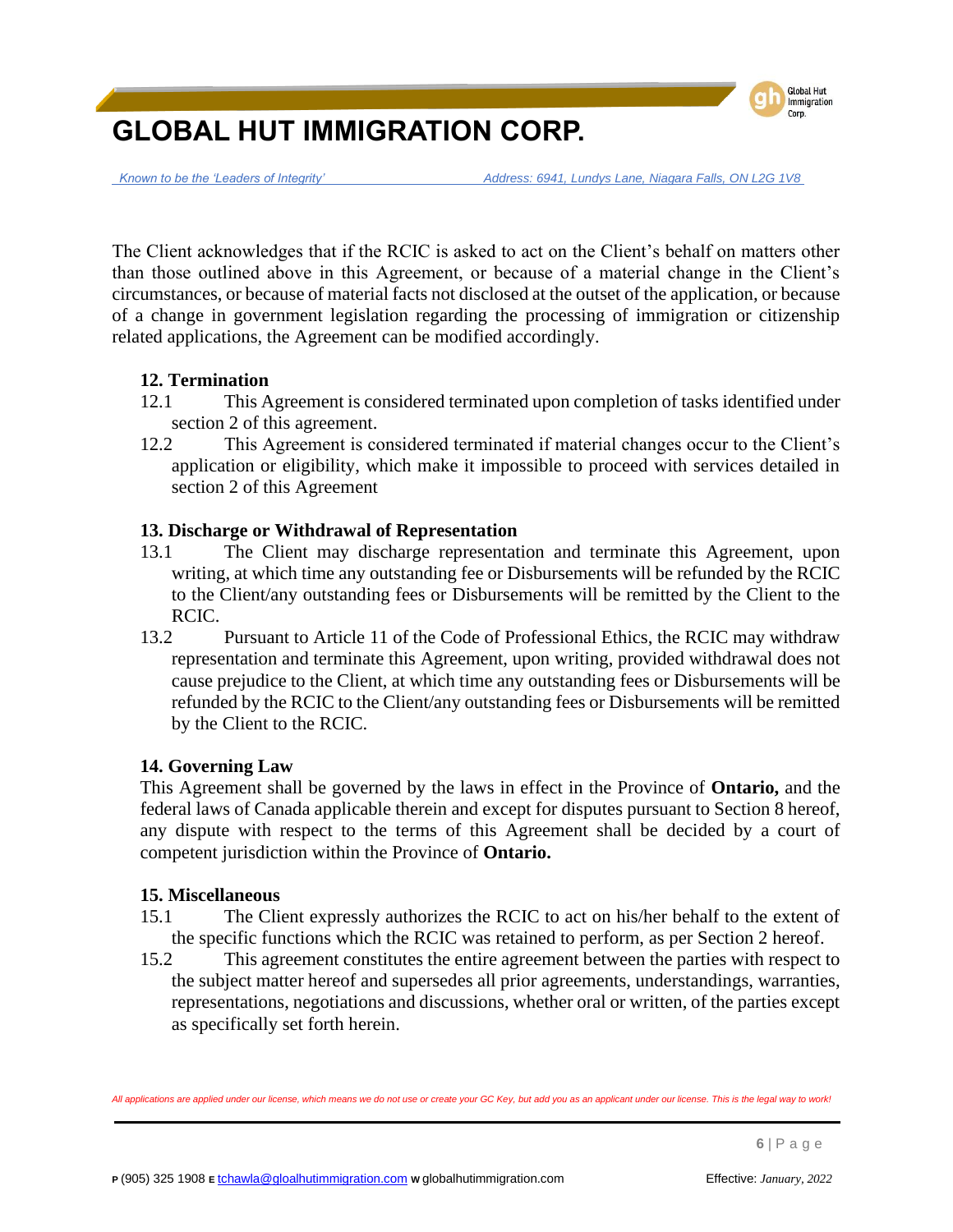The Client acknowledges that if the RCIC is asked to act on the Client's behalf on matters other than those outlined above in this Agreement, or because of a material change in the Client's circumstances, or because of material facts not disclosed at the outset of the application, or because of a change in government legislation regarding the processing of immigration or citizenship related applications, the Agreement can be modified accordingly.

### 12. Termination

12.1 This Agreement is considered terminated upon completion of tasks identified under section 2 of this agreement.

12.2 This Agreement is considered terminated if material changes occur to the Client's application or eligibility, which make it impossible to proceed with services detailed in section 2 of this Agreement

### 13. Discharge or Withdrawal of Representation

13.1 The Client may discharge representation and terminate this Agreement, upon writing, at which time any outstanding fee or Disbursements will be refunded by the RCIC to the Client/any outstanding fees or Disbursements will be remitted by the Client to the RCIC.

13.2 Pursuant to Article 11 of the Code of Professional Ethics, the RCIC may withdraw representation and terminate this Agreement, upon writing, provided withdrawal does not cause prejudice to the Client, at which time any outstanding fees or Disbursements will be refunded by the RCIC to the Client/any outstanding fees or Disbursements will be remitted by the Client to the RCIC.

### 14. Governing Law

This Agreement shall be governed by the laws in effect in the Province of **Ontario,** and the federal laws of Canada applicable therein and except for disputes pursuant to Section 8 hereof, any dispute with respect to the terms of this Agreement shall be decided by a court of competent jurisdiction within the Province of **Ontario.**

### 15. Miscellaneous

15.1 The Client expressly authorizes the RCIC to act on his/her behalf to the extent of the specific functions which the RCIC was retained to perform, as per Section 2 hereof.

15.2 This agreement constitutes the entire agreement between the parties with respect to the subject matter hereof and supersedes all prior agreements, understandings, warranties, representations, negotiations and discussions, whether oral or written, of the parties except as specifically set forth herein.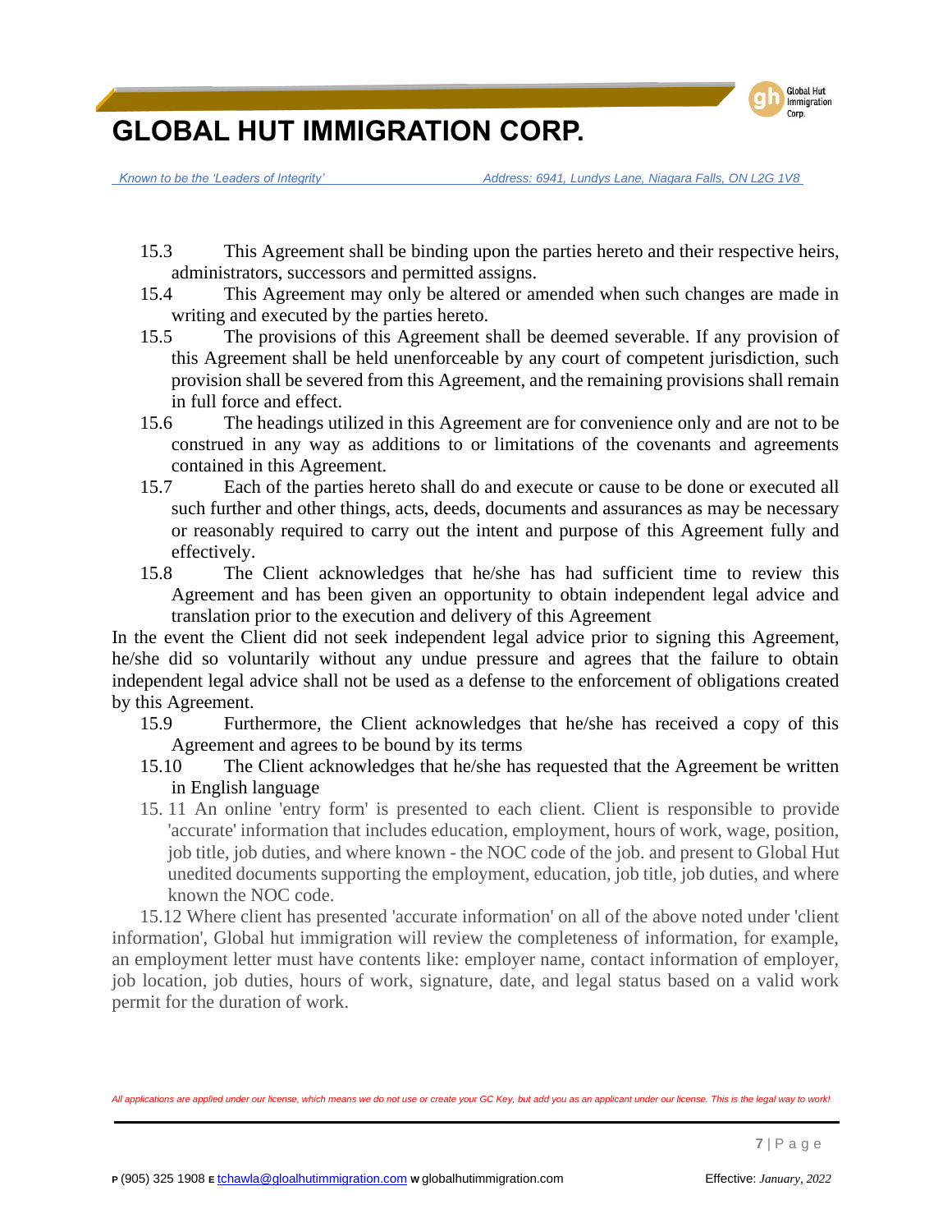15.3 This Agreement shall be binding upon the parties hereto and their respective heirs, administrators, successors and permitted assigns.

15.4 This Agreement may only be altered or amended when such changes are made in writing and executed by the parties hereto.

15.5 The provisions of this Agreement shall be deemed severable. If any provision of this Agreement shall be held unenforceable by any court of competent jurisdiction, such provision shall be severed from this Agreement, and the remaining provisions shall remain in full force and effect.

15.6 The headings utilized in this Agreement are for convenience only and are not to be construed in any way as additions to or limitations of the covenants and agreements contained in this Agreement.

15.7 Each of the parties hereto shall do and execute or cause to be done or executed all such further and other things, acts, deeds, documents and assurances as may be necessary or reasonably required to carry out the intent and purpose of this Agreement fully and effectively.

15.8 The Client acknowledges that he/she has had sufficient time to review this Agreement and has been given an opportunity to obtain independent legal advice and translation prior to the execution and delivery of this Agreement

In the event the Client did not seek independent legal advice prior to signing this Agreement, he/she did so voluntarily without any undue pressure and agrees that the failure to obtain independent legal advice shall not be used as a defense to the enforcement of obligations created by this Agreement.

15.9 Furthermore, the Client acknowledges that he/she has received a copy of this Agreement and agrees to be bound by its terms

15.10 The Client acknowledges that he/she has requested that the Agreement be written in English language

15. 11 An online 'entry form' is presented to each client. Client is responsible to provide 'accurate' information that includes education, employment, hours of work, wage, position, job title, job duties, and where known - the NOC code of the job. and present to Global Hut unedited documents supporting the employment, education, job title, job duties, and where known the NOC code.

15.12 Where client has presented 'accurate information' on all of the above noted under 'client information', Global hut immigration will review the completeness of information, for example, an employment letter must have contents like: employer name, contact information of employer, job location, job duties, hours of work, signature, date, and legal status based on a valid work permit for the duration of work.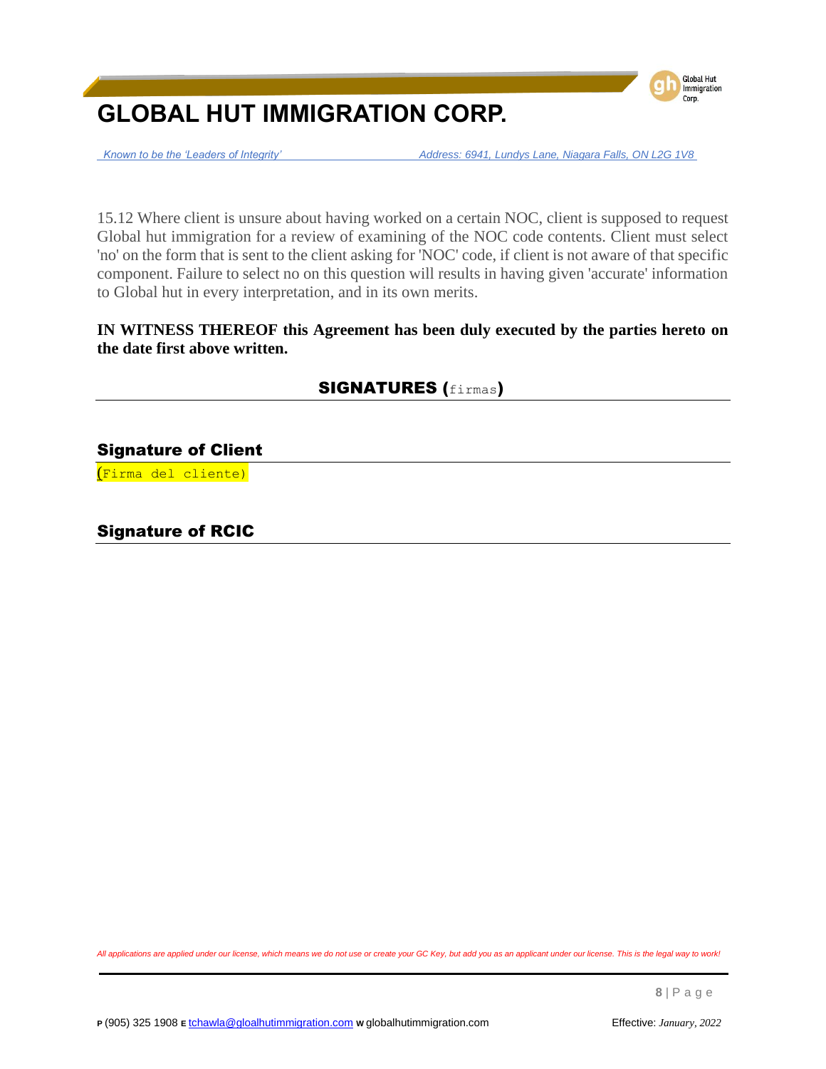15.12 Where client is unsure about having worked on a certain NOC, client is supposed to request Global hut immigration for a review of examining of the NOC code contents. Client must select 'no' on the form that is sent to the client asking for 'NOC' code, if client is not aware of that specific component. Failure to select no on this question will results in having given 'accurate' information to Global hut in every interpretation, and in its own merits.

**IN WITNESS THEREOF this Agreement has been duly executed by the parties hereto on the date first above written.**

## SIGNATURES (firmas)

### Signature of Client

(Firma del cliente)

### Signature of RCIC

*All applications are applied under our license, which means we do not use or create your GC Key, but add you as an applicant under our license. This is the legal way to work!*